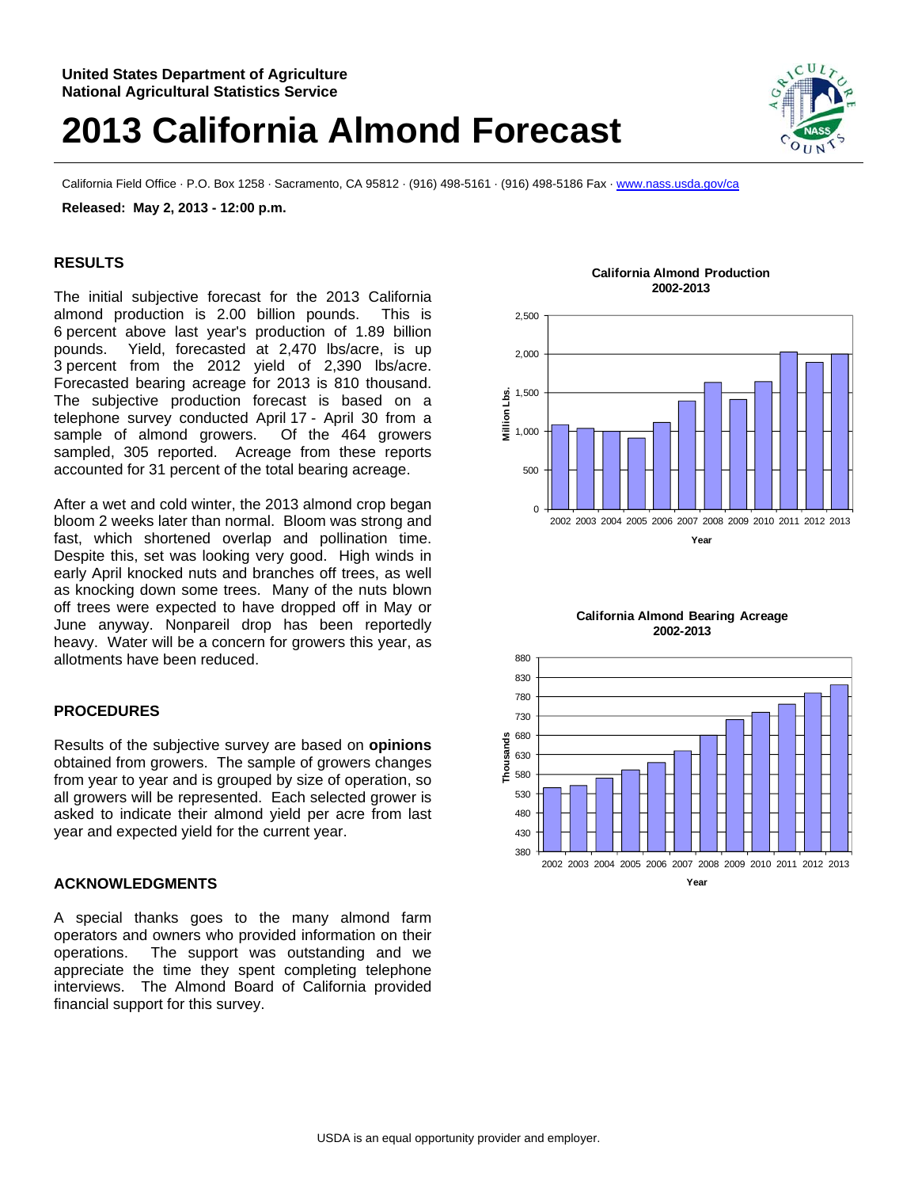**United States Department of Agriculture**
**National Agricultural Statistics Service**

# 2013 California Almond Forecast

California Field Office · P.O. Box 1258 · Sacramento, CA 95812 · (916) 498-5161 · (916) 498-5186 Fax · www.nass.usda.gov/ca

**Released: May 2, 2013 - 12:00 p.m.**

## RESULTS

The initial subjective forecast for the 2013 California almond production is 2.00 billion pounds. This is 6 percent above last year's production of 1.89 billion pounds. Yield, forecasted at 2,470 lbs/acre, is up 3 percent from the 2012 yield of 2,390 lbs/acre. Forecasted bearing acreage for 2013 is 810 thousand. The subjective production forecast is based on a telephone survey conducted April 17 - April 30 from a sample of almond growers. Of the 464 growers sampled, 305 reported. Acreage from these reports accounted for 31 percent of the total bearing acreage.

After a wet and cold winter, the 2013 almond crop began bloom 2 weeks later than normal. Bloom was strong and fast, which shortened overlap and pollination time. Despite this, set was looking very good. High winds in early April knocked nuts and branches off trees, as well as knocking down some trees. Many of the nuts blown off trees were expected to have dropped off in May or June anyway. Nonpareil drop has been reportedly heavy. Water will be a concern for growers this year, as allotments have been reduced.

## PROCEDURES

Results of the subjective survey are based on **opinions** obtained from growers. The sample of growers changes from year to year and is grouped by size of operation, so all growers will be represented. Each selected grower is asked to indicate their almond yield per acre from last year and expected yield for the current year.

## ACKNOWLEDGMENTS

A special thanks goes to the many almond farm operators and owners who provided information on their operations. The support was outstanding and we appreciate the time they spent completing telephone interviews. The Almond Board of California provided financial support for this survey.

**California Almond Production 2002-2013**

**California Almond Bearing Acreage 2002-2013**

USDA is an equal opportunity provider and employer.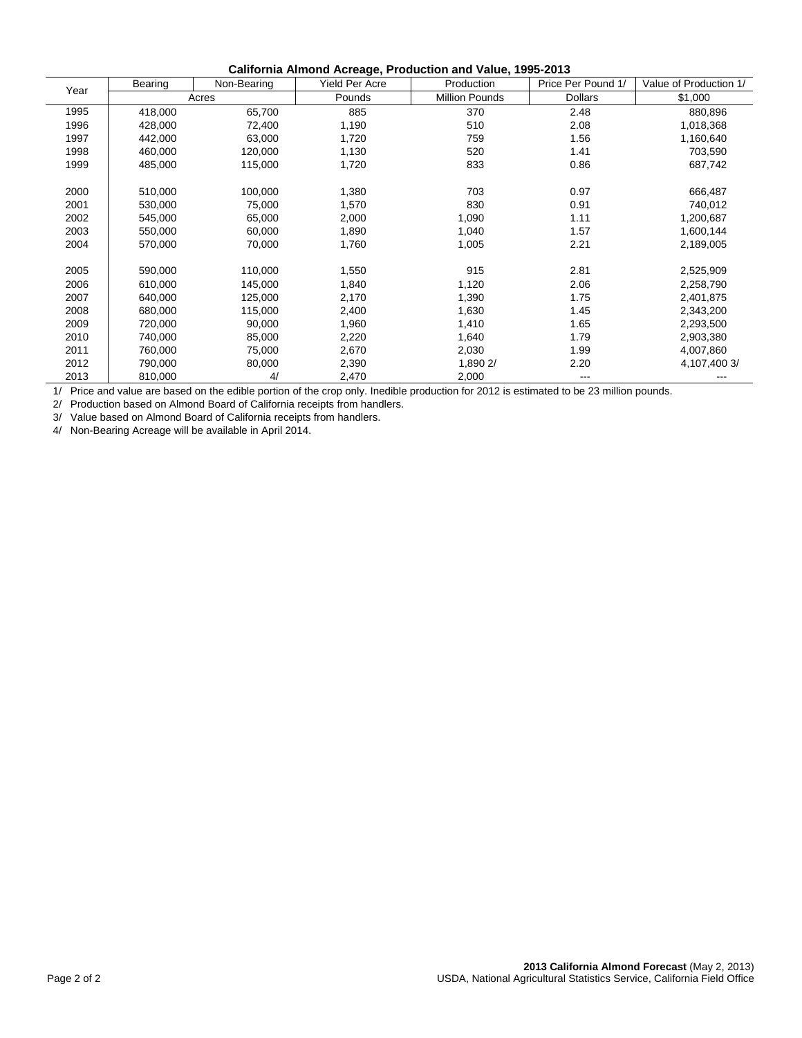**California Almond Acreage, Production and Value, 1995-2013**

| Year | Bearing | Non-Bearing | Yield Per Acre | Production | Price Per Pound 1/ | Value of Production 1/ |
|---|---|---|---|---|---|---|
| | Acres | | Pounds | Million Pounds | Dollars | $1,000 |
| 1995 | 418,000 | 65,700 | 885 | 370 | 2.48 | 880,896 |
| 1996 | 428,000 | 72,400 | 1,190 | 510 | 2.08 | 1,018,368 |
| 1997 | 442,000 | 63,000 | 1,720 | 759 | 1.56 | 1,160,640 |
| 1998 | 460,000 | 120,000 | 1,130 | 520 | 1.41 | 703,590 |
| 1999 | 485,000 | 115,000 | 1,720 | 833 | 0.86 | 687,742 |
| 2000 | 510,000 | 100,000 | 1,380 | 703 | 0.97 | 666,487 |
| 2001 | 530,000 | 75,000 | 1,570 | 830 | 0.91 | 740,012 |
| 2002 | 545,000 | 65,000 | 2,000 | 1,090 | 1.11 | 1,200,687 |
| 2003 | 550,000 | 60,000 | 1,890 | 1,040 | 1.57 | 1,600,144 |
| 2004 | 570,000 | 70,000 | 1,760 | 1,005 | 2.21 | 2,189,005 |
| 2005 | 590,000 | 110,000 | 1,550 | 915 | 2.81 | 2,525,909 |
| 2006 | 610,000 | 145,000 | 1,840 | 1,120 | 2.06 | 2,258,790 |
| 2007 | 640,000 | 125,000 | 2,170 | 1,390 | 1.75 | 2,401,875 |
| 2008 | 680,000 | 115,000 | 2,400 | 1,630 | 1.45 | 2,343,200 |
| 2009 | 720,000 | 90,000 | 1,960 | 1,410 | 1.65 | 2,293,500 |
| 2010 | 740,000 | 85,000 | 2,220 | 1,640 | 1.79 | 2,903,380 |
| 2011 | 760,000 | 75,000 | 2,670 | 2,030 | 1.99 | 4,007,860 |
| 2012 | 790,000 | 80,000 | 2,390 | 1,890 2/ | 2.20 | 4,107,400 3/ |
| 2013 | 810,000 | 4/ | 2,470 | 2,000 | --- | --- |

1/ Price and value are based on the edible portion of the crop only. Inedible production for 2012 is estimated to be 23 million pounds.

2/ Production based on Almond Board of California receipts from handlers.

3/ Value based on Almond Board of California receipts from handlers.

4/ Non-Bearing Acreage will be available in April 2014.

**2013 California Almond Forecast** (May 2, 2013)
USDA, National Agricultural Statistics Service, California Field Office